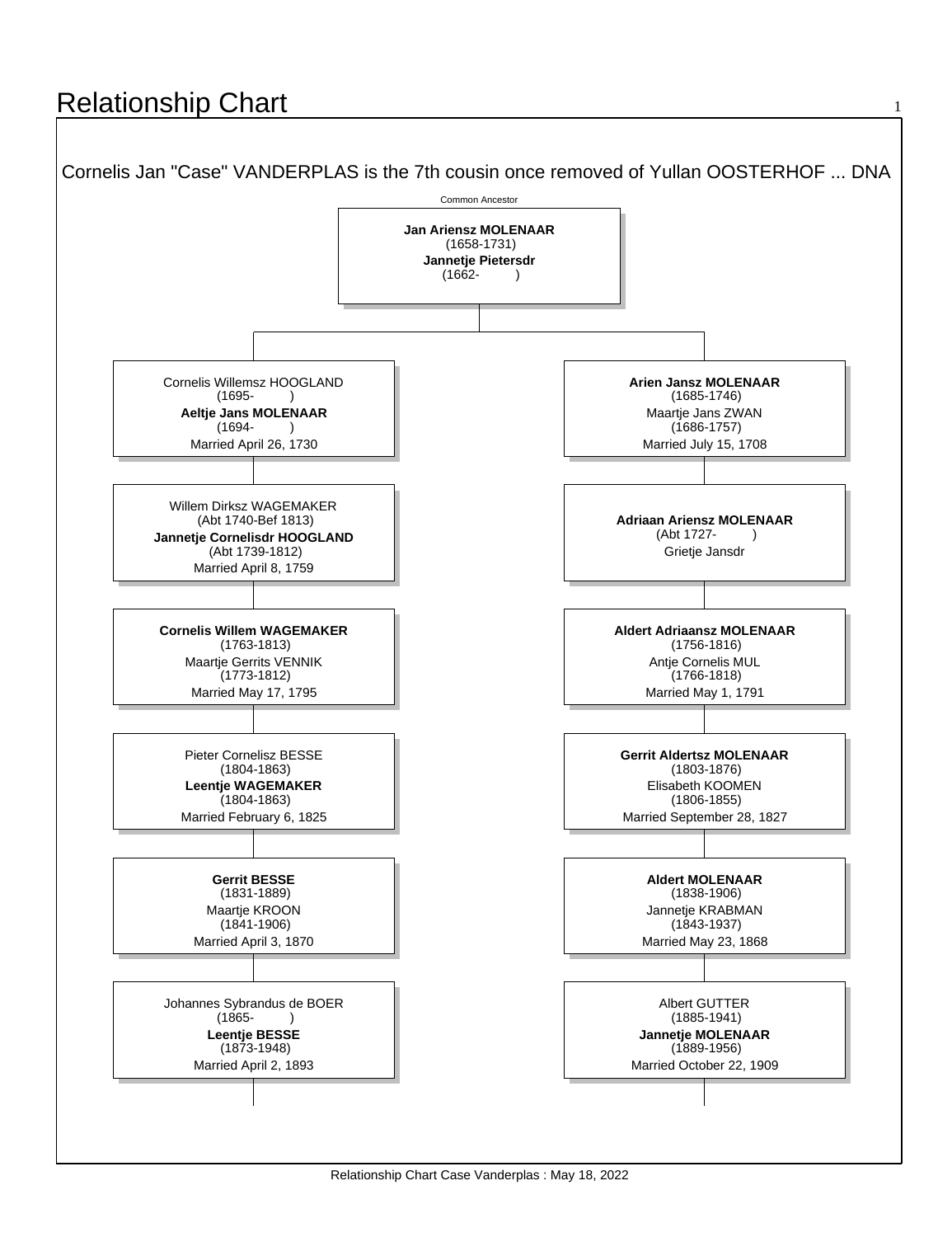# Relationship Chart

Cornelis Jan "Case" VANDERPLAS is the 7th cousin once removed of Yullan OOSTERHOF ... DNA

Common Ancestor

**Jan Ariensz MOLENAAR**
(1658-1731)
**Jannetje Pietersdr**
(1662- )

| | |
|---|---|
| Cornelis Willemsz HOOGLAND (1695- ) **Aeltje Jans MOLENAAR** (1694- ) Married April 26, 1730 | **Arien Jansz MOLENAAR** (1685-1746) Maartje Jans ZWAN (1686-1757) Married July 15, 1708 |
| Willem Dirksz WAGEMAKER (Abt 1740-Bef 1813) **Jannetje Cornelisdr HOOGLAND** (Abt 1739-1812) Married April 8, 1759 | **Adriaan Ariensz MOLENAAR** (Abt 1727- ) Grietje Jansdr |
| **Cornelis Willem WAGEMAKER** (1763-1813) Maartje Gerrits VENNIK (1773-1812) Married May 17, 1795 | **Aldert Adriaansz MOLENAAR** (1756-1816) Antje Cornelis MUL (1766-1818) Married May 1, 1791 |
| Pieter Cornelisz BESSE (1804-1863) **Leentje WAGEMAKER** (1804-1863) Married February 6, 1825 | **Gerrit Aldertsz MOLENAAR** (1803-1876) Elisabeth KOOMEN (1806-1855) Married September 28, 1827 |
| **Gerrit BESSE** (1831-1889) Maartje KROON (1841-1906) Married April 3, 1870 | **Aldert MOLENAAR** (1838-1906) Jannetje KRABMAN (1843-1937) Married May 23, 1868 |
| Johannes Sybrandus de BOER (1865- ) **Leentje BESSE** (1873-1948) Married April 2, 1893 | Albert GUTTER (1885-1941) **Jannetje MOLENAAR** (1889-1956) Married October 22, 1909 |

Relationship Chart Case Vanderplas : May 18, 2022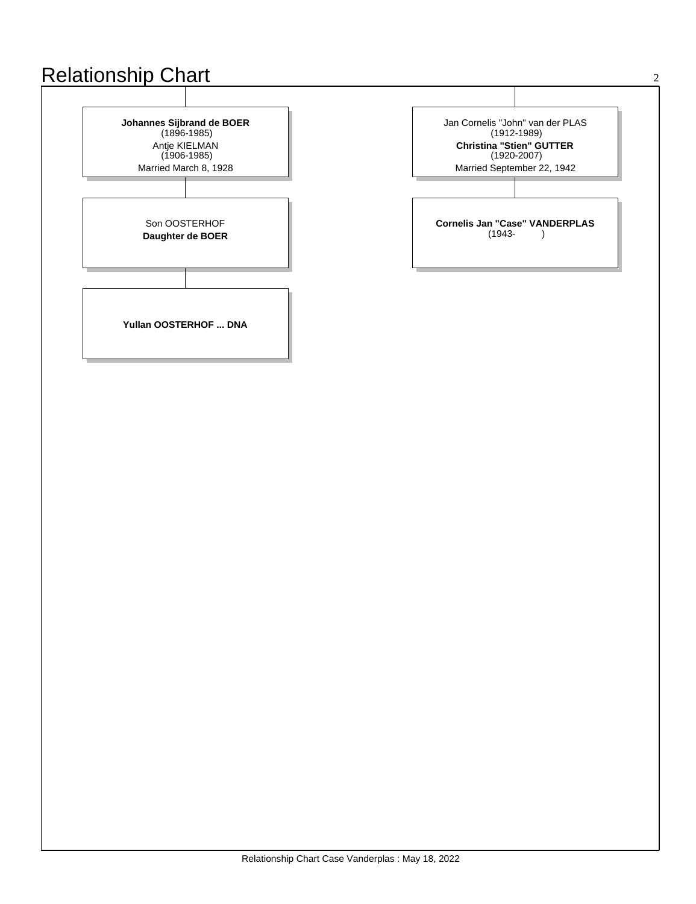# Relationship Chart

**Johannes Sijbrand de BOER**
(1896-1985)
Antje KIELMAN
(1906-1985)
Married March 8, 1928

Son OOSTERHOF
**Daughter de BOER**

**Yullan OOSTERHOF ... DNA**

Jan Cornelis "John" van der PLAS
(1912-1989)
**Christina "Stien" GUTTER**
(1920-2007)
Married September 22, 1942

**Cornelis Jan "Case" VANDERPLAS**
(1943- )

Relationship Chart Case Vanderplas : May 18, 2022